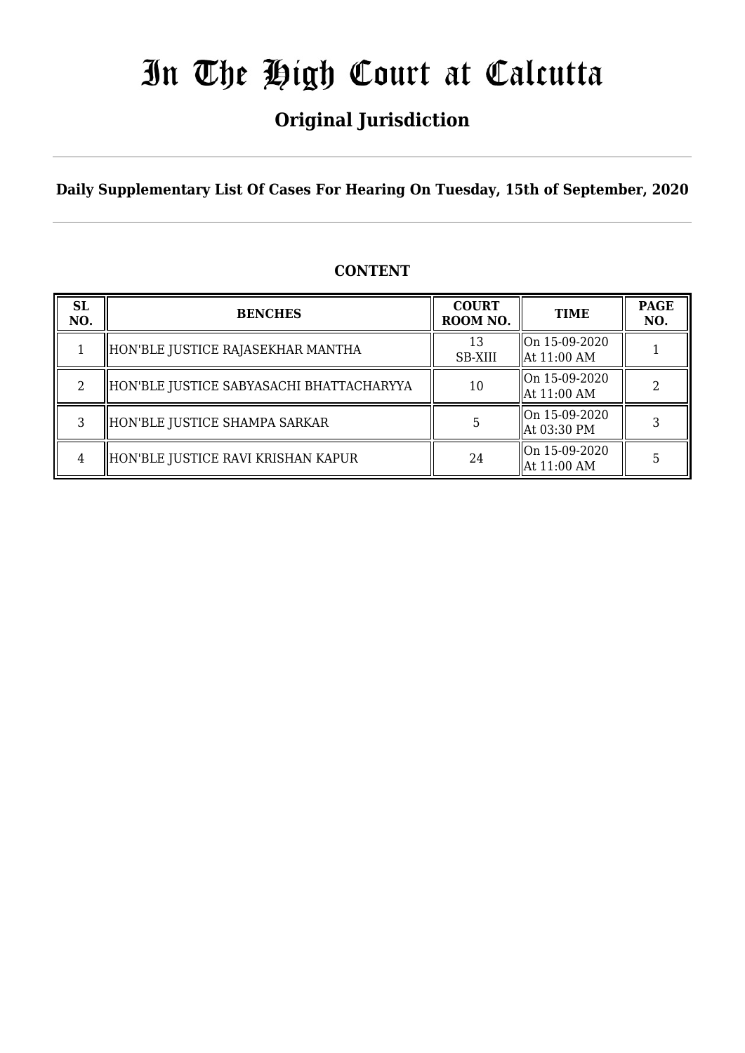# In The High Court at Calcutta

## Original Jurisdiction

**Daily Supplementary List Of Cases For Hearing On Tuesday, 15th of September, 2020**

### CONTENT

| SL NO. | BENCHES | COURT ROOM NO. | TIME | PAGE NO. |
|---|---|---|---|---|
| 1 | HON'BLE JUSTICE RAJASEKHAR MANTHA | 13 SB-XIII | On 15-09-2020 At 11:00 AM | 1 |
| 2 | HON'BLE JUSTICE SABYASACHI BHATTACHARYYA | 10 | On 15-09-2020 At 11:00 AM | 2 |
| 3 | HON'BLE JUSTICE SHAMPA SARKAR | 5 | On 15-09-2020 At 03:30 PM | 3 |
| 4 | HON'BLE JUSTICE RAVI KRISHAN KAPUR | 24 | On 15-09-2020 At 11:00 AM | 5 |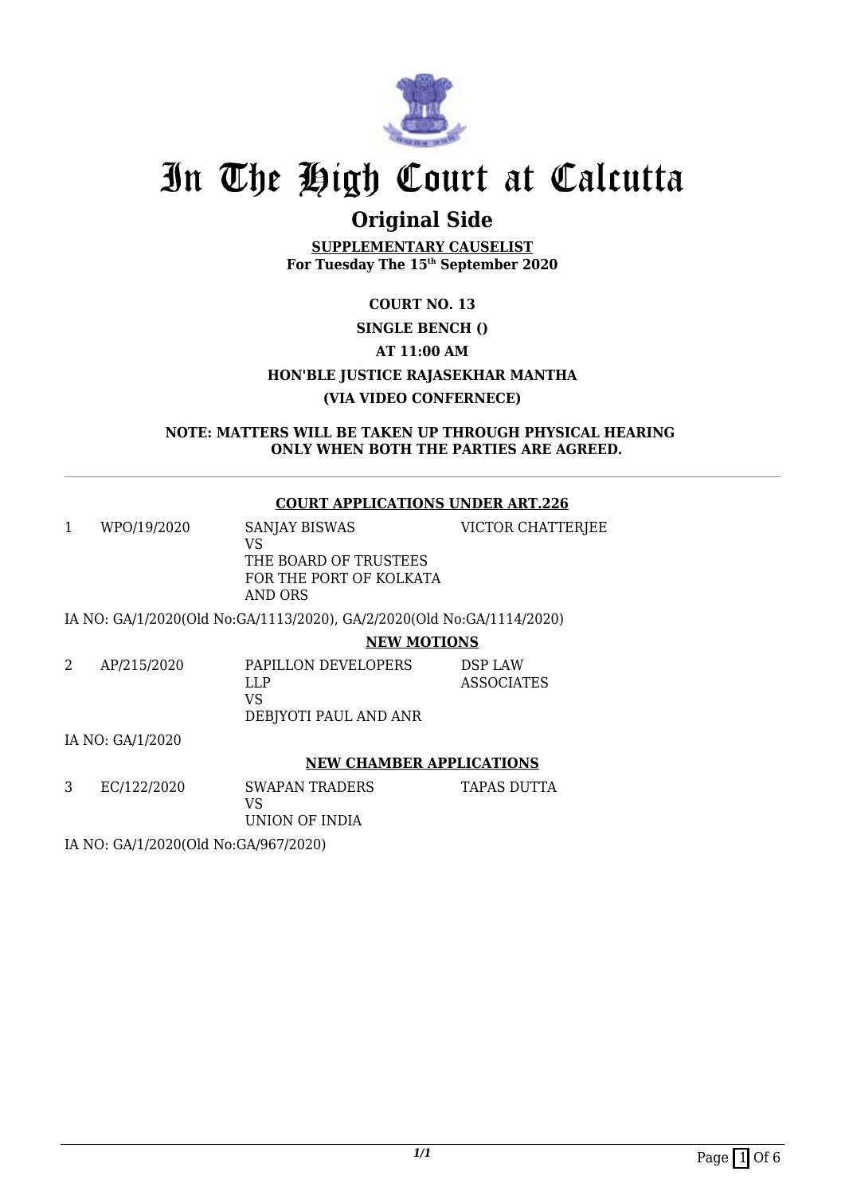# In The High Court at Calcutta

## Original Side

**SUPPLEMENTARY CAUSELIST**
**For Tuesday The 15th September 2020**

**COURT NO. 13**

**SINGLE BENCH ()**

**AT 11:00 AM**

**HON'BLE JUSTICE RAJASEKHAR MANTHA**

**(VIA VIDEO CONFERNECE)**

**NOTE: MATTERS WILL BE TAKEN UP THROUGH PHYSICAL HEARING ONLY WHEN BOTH THE PARTIES ARE AGREED.**

---

**COURT APPLICATIONS UNDER ART.226**

| | | | |
|---|---|---|---|
| 1 | WPO/19/2020 | SANJAY BISWAS<br>VS<br>THE BOARD OF TRUSTEES FOR THE PORT OF KOLKATA AND ORS | VICTOR CHATTERJEE |

IA NO: GA/1/2020(Old No:GA/1113/2020), GA/2/2020(Old No:GA/1114/2020)

**NEW MOTIONS**

| | | | |
|---|---|---|---|
| 2 | AP/215/2020 | PAPILLON DEVELOPERS LLP<br>VS<br>DEBJYOTI PAUL AND ANR | DSP LAW ASSOCIATES |

IA NO: GA/1/2020

**NEW CHAMBER APPLICATIONS**

| | | | |
|---|---|---|---|
| 3 | EC/122/2020 | SWAPAN TRADERS<br>VS<br>UNION OF INDIA | TAPAS DUTTA |

IA NO: GA/1/2020(Old No:GA/967/2020)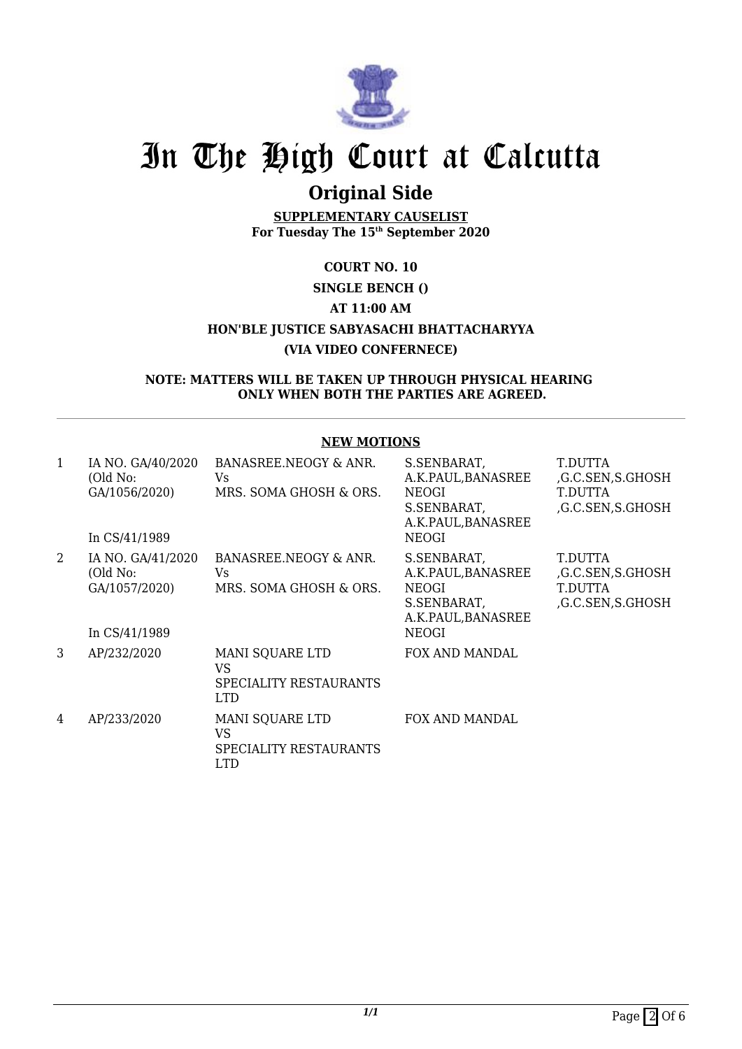# In The High Court at Calcutta

## Original Side

**SUPPLEMENTARY CAUSELIST**
**For Tuesday The 15th September 2020**

**COURT NO. 10**

**SINGLE BENCH ()**

**AT 11:00 AM**

**HON'BLE JUSTICE SABYASACHI BHATTACHARYYA**

**(VIA VIDEO CONFERNECE)**

**NOTE: MATTERS WILL BE TAKEN UP THROUGH PHYSICAL HEARING ONLY WHEN BOTH THE PARTIES ARE AGREED.**

**NEW MOTIONS**

| | | | | |
|---|---|---|---|---|
| 1 | IA NO. GA/40/2020 (Old No: GA/1056/2020) In CS/41/1989 | BANASREE.NEOGY & ANR. Vs MRS. SOMA GHOSH & ORS. | S.SENBARAT, A.K.PAUL,BANASREE NEOGI S.SENBARAT, A.K.PAUL,BANASREE NEOGI | T.DUTTA ,G.C.SEN,S.GHOSH T.DUTTA ,G.C.SEN,S.GHOSH |
| 2 | IA NO. GA/41/2020 (Old No: GA/1057/2020) In CS/41/1989 | BANASREE.NEOGY & ANR. Vs MRS. SOMA GHOSH & ORS. | S.SENBARAT, A.K.PAUL,BANASREE NEOGI S.SENBARAT, A.K.PAUL,BANASREE NEOGI | T.DUTTA ,G.C.SEN,S.GHOSH T.DUTTA ,G.C.SEN,S.GHOSH |
| 3 | AP/232/2020 | MANI SQUARE LTD VS SPECIALITY RESTAURANTS LTD | FOX AND MANDAL | |
| 4 | AP/233/2020 | MANI SQUARE LTD VS SPECIALITY RESTAURANTS LTD | FOX AND MANDAL | |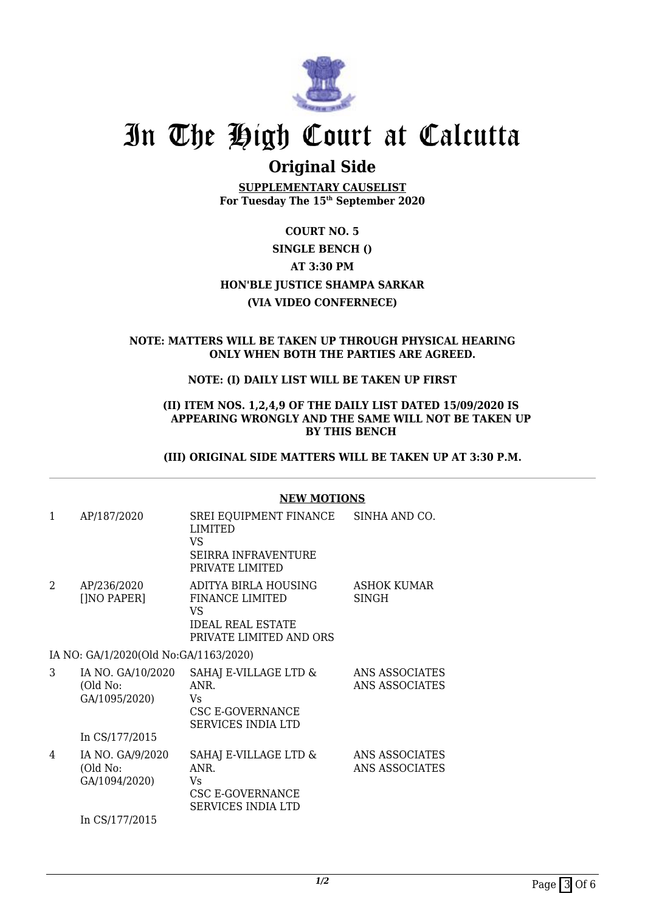# In The High Court at Calcutta

## Original Side

**SUPPLEMENTARY CAUSELIST**
**For Tuesday The 15th September 2020**

**COURT NO. 5**

**SINGLE BENCH ()**

**AT 3:30 PM**

**HON'BLE JUSTICE SHAMPA SARKAR**

**(VIA VIDEO CONFERNECE)**

**NOTE: MATTERS WILL BE TAKEN UP THROUGH PHYSICAL HEARING ONLY WHEN BOTH THE PARTIES ARE AGREED.**

**NOTE: (I) DAILY LIST WILL BE TAKEN UP FIRST**

**(II) ITEM NOS. 1,2,4,9 OF THE DAILY LIST DATED 15/09/2020 IS APPEARING WRONGLY AND THE SAME WILL NOT BE TAKEN UP BY THIS BENCH**

**(III) ORIGINAL SIDE MATTERS WILL BE TAKEN UP AT 3:30 P.M.**

**NEW MOTIONS**

| | | | |
|---|---|---|---|
| 1 | AP/187/2020 | SREI EQUIPMENT FINANCE LIMITED VS SEIRRA INFRAVENTURE PRIVATE LIMITED | SINHA AND CO. |
| 2 | AP/236/2020 []NO PAPER] | ADITYA BIRLA HOUSING FINANCE LIMITED VS IDEAL REAL ESTATE PRIVATE LIMITED AND ORS | ASHOK KUMAR SINGH |
| | IA NO: GA/1/2020(Old No:GA/1163/2020) | | |
| 3 | IA NO. GA/10/2020 (Old No: GA/1095/2020) In CS/177/2015 | SAHAJ E-VILLAGE LTD & ANR. Vs CSC E-GOVERNANCE SERVICES INDIA LTD | ANS ASSOCIATES ANS ASSOCIATES |
| 4 | IA NO. GA/9/2020 (Old No: GA/1094/2020) In CS/177/2015 | SAHAJ E-VILLAGE LTD & ANR. Vs CSC E-GOVERNANCE SERVICES INDIA LTD | ANS ASSOCIATES ANS ASSOCIATES |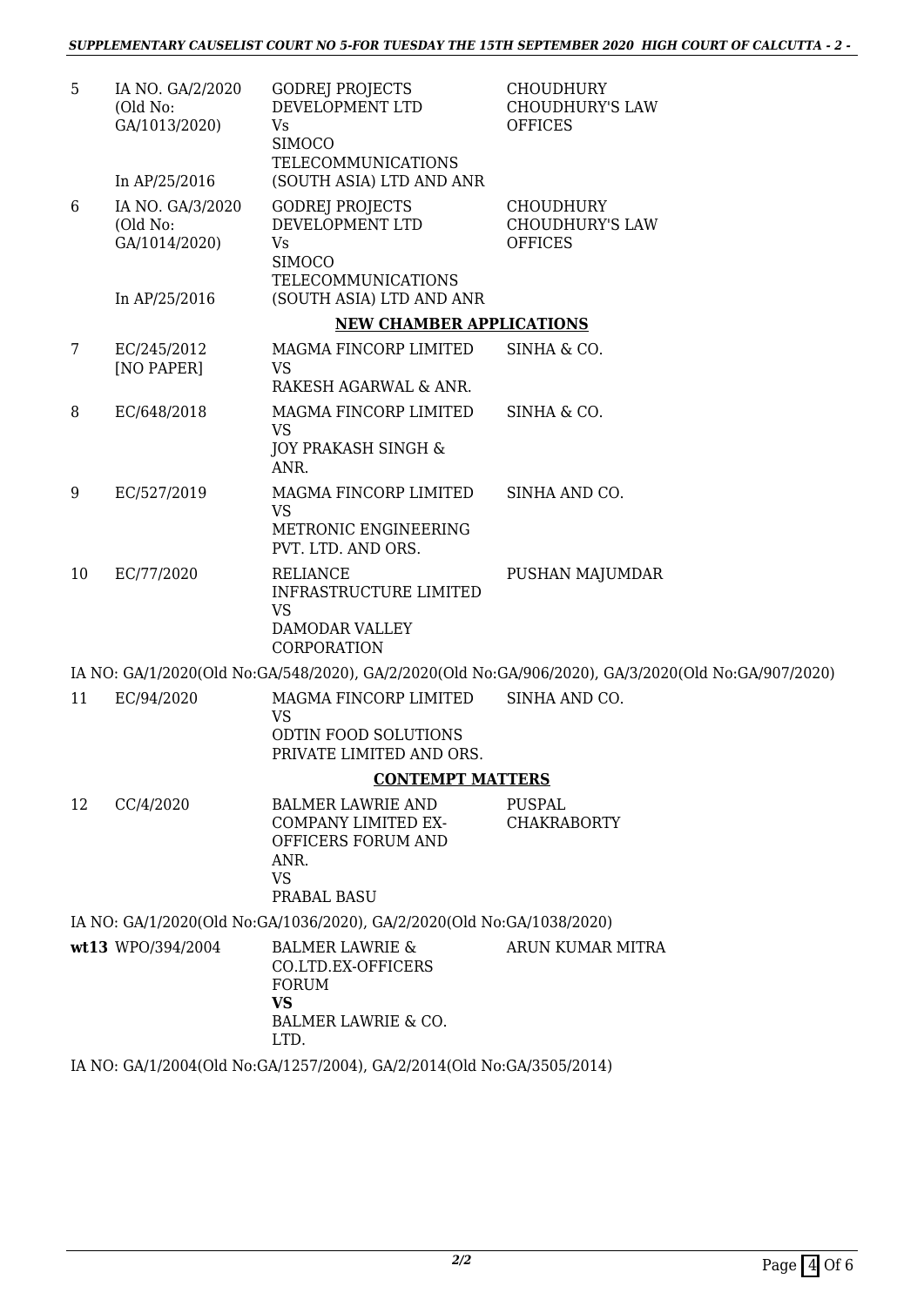| | | | |
|---|---|---|---|
| 5 | IA NO. GA/2/2020 (Old No: GA/1013/2020) In AP/25/2016 | GODREJ PROJECTS DEVELOPMENT LTD Vs SIMOCO TELECOMMUNICATIONS (SOUTH ASIA) LTD AND ANR | CHOUDHURY CHOUDHURY'S LAW OFFICES |
| 6 | IA NO. GA/3/2020 (Old No: GA/1014/2020) In AP/25/2016 | GODREJ PROJECTS DEVELOPMENT LTD Vs SIMOCO TELECOMMUNICATIONS (SOUTH ASIA) LTD AND ANR | CHOUDHURY CHOUDHURY'S LAW OFFICES |

**NEW CHAMBER APPLICATIONS**

| | | | |
|---|---|---|---|
| 7 | EC/245/2012 [NO PAPER] | MAGMA FINCORP LIMITED VS RAKESH AGARWAL & ANR. | SINHA & CO. |
| 8 | EC/648/2018 | MAGMA FINCORP LIMITED VS JOY PRAKASH SINGH & ANR. | SINHA & CO. |
| 9 | EC/527/2019 | MAGMA FINCORP LIMITED VS METRONIC ENGINEERING PVT. LTD. AND ORS. | SINHA AND CO. |
| 10 | EC/77/2020 | RELIANCE INFRASTRUCTURE LIMITED VS DAMODAR VALLEY CORPORATION | PUSHAN MAJUMDAR |

IA NO: GA/1/2020(Old No:GA/548/2020), GA/2/2020(Old No:GA/906/2020), GA/3/2020(Old No:GA/907/2020)

| | | | |
|---|---|---|---|
| 11 | EC/94/2020 | MAGMA FINCORP LIMITED VS ODTIN FOOD SOLUTIONS PRIVATE LIMITED AND ORS. | SINHA AND CO. |

**CONTEMPT MATTERS**

| | | | |
|---|---|---|---|
| 12 | CC/4/2020 | BALMER LAWRIE AND COMPANY LIMITED EX-OFFICERS FORUM AND ANR. VS PRABAL BASU | PUSPAL CHAKRABORTY |

IA NO: GA/1/2020(Old No:GA/1036/2020), GA/2/2020(Old No:GA/1038/2020)

| | | | |
|---|---|---|---|
| **wt13** | WPO/394/2004 | BALMER LAWRIE & CO.LTD.EX-OFFICERS FORUM **VS** BALMER LAWRIE & CO. LTD. | ARUN KUMAR MITRA |

IA NO: GA/1/2004(Old No:GA/1257/2004), GA/2/2014(Old No:GA/3505/2014)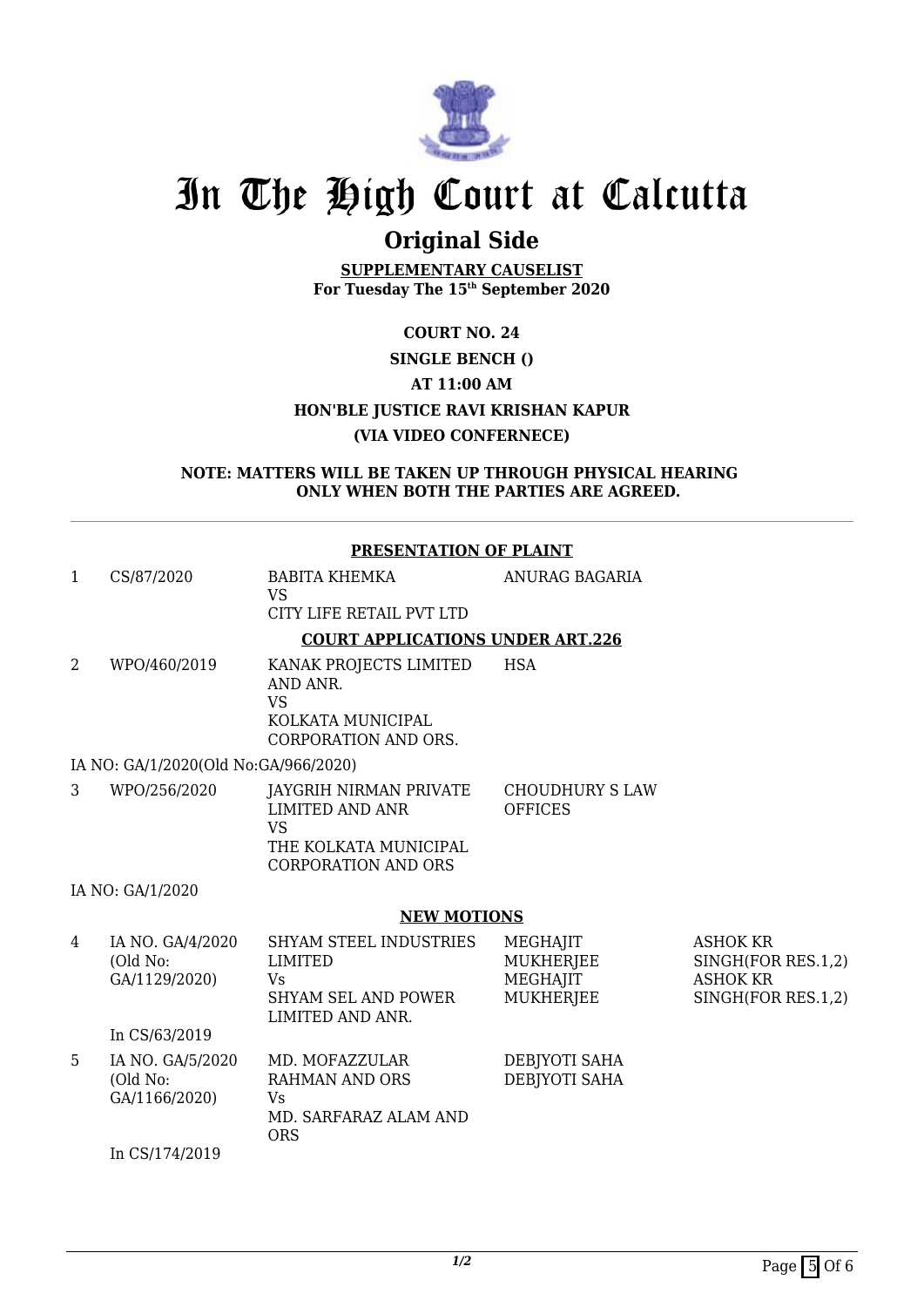# In The High Court at Calcutta

## Original Side

**SUPPLEMENTARY CAUSELIST**
**For Tuesday The 15th September 2020**

**COURT NO. 24**

**SINGLE BENCH ()**

**AT 11:00 AM**

**HON'BLE JUSTICE RAVI KRISHAN KAPUR**

**(VIA VIDEO CONFERNECE)**

**NOTE: MATTERS WILL BE TAKEN UP THROUGH PHYSICAL HEARING ONLY WHEN BOTH THE PARTIES ARE AGREED.**

---

### PRESENTATION OF PLAINT

| | | | | |
|---|---|---|---|---|
| 1 | CS/87/2020 | BABITA KHEMKA<br>VS<br>CITY LIFE RETAIL PVT LTD | ANURAG BAGARIA | |

### COURT APPLICATIONS UNDER ART.226

| | | | | |
|---|---|---|---|---|
| 2 | WPO/460/2019 | KANAK PROJECTS LIMITED AND ANR.<br>VS<br>KOLKATA MUNICIPAL CORPORATION AND ORS. | HSA | |

IA NO: GA/1/2020(Old No:GA/966/2020)

| | | | | |
|---|---|---|---|---|
| 3 | WPO/256/2020 | JAYGRIH NIRMAN PRIVATE LIMITED AND ANR<br>VS<br>THE KOLKATA MUNICIPAL CORPORATION AND ORS | CHOUDHURY S LAW OFFICES | |

IA NO: GA/1/2020

### NEW MOTIONS

| | | | | |
|---|---|---|---|---|
| 4 | IA NO. GA/4/2020<br>(Old No:<br>GA/1129/2020)<br><br>In CS/63/2019 | SHYAM STEEL INDUSTRIES LIMITED<br>Vs<br>SHYAM SEL AND POWER LIMITED AND ANR. | MEGHAJIT MUKHERJEE<br>MEGHAJIT MUKHERJEE | ASHOK KR SINGH(FOR RES.1,2)<br>ASHOK KR SINGH(FOR RES.1,2) |
| 5 | IA NO. GA/5/2020<br>(Old No:<br>GA/1166/2020)<br><br>In CS/174/2019 | MD. MOFAZZULAR RAHMAN AND ORS<br>Vs<br>MD. SARFARAZ ALAM AND ORS | DEBJYOTI SAHA<br>DEBJYOTI SAHA | |

1/2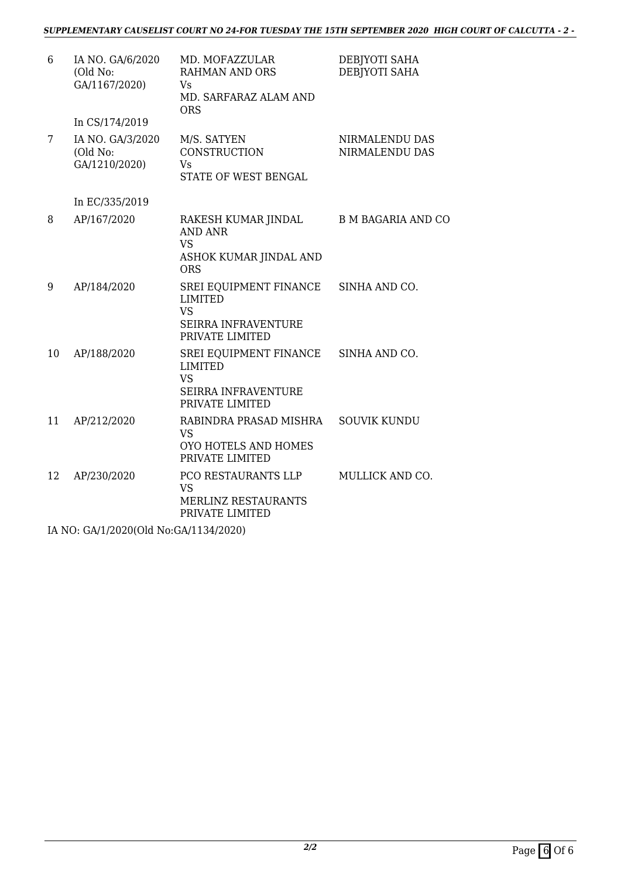| | | | |
|---|---|---|---|
| 6 | IA NO. GA/6/2020 (Old No: GA/1167/2020) | MD. MOFAZZULAR RAHMAN AND ORS Vs MD. SARFARAZ ALAM AND ORS | DEBJYOTI SAHA DEBJYOTI SAHA |
| | In CS/174/2019 | | |
| 7 | IA NO. GA/3/2020 (Old No: GA/1210/2020) | M/S. SATYEN CONSTRUCTION Vs STATE OF WEST BENGAL | NIRMALENDU DAS NIRMALENDU DAS |
| | In EC/335/2019 | | |
| 8 | AP/167/2020 | RAKESH KUMAR JINDAL AND ANR VS ASHOK KUMAR JINDAL AND ORS | B M BAGARIA AND CO |
| 9 | AP/184/2020 | SREI EQUIPMENT FINANCE LIMITED VS SEIRRA INFRAVENTURE PRIVATE LIMITED | SINHA AND CO. |
| 10 | AP/188/2020 | SREI EQUIPMENT FINANCE LIMITED VS SEIRRA INFRAVENTURE PRIVATE LIMITED | SINHA AND CO. |
| 11 | AP/212/2020 | RABINDRA PRASAD MISHRA VS OYO HOTELS AND HOMES PRIVATE LIMITED | SOUVIK KUNDU |
| 12 | AP/230/2020 | PCO RESTAURANTS LLP VS MERLINZ RESTAURANTS PRIVATE LIMITED | MULLICK AND CO. |

IA NO: GA/1/2020(Old No:GA/1134/2020)